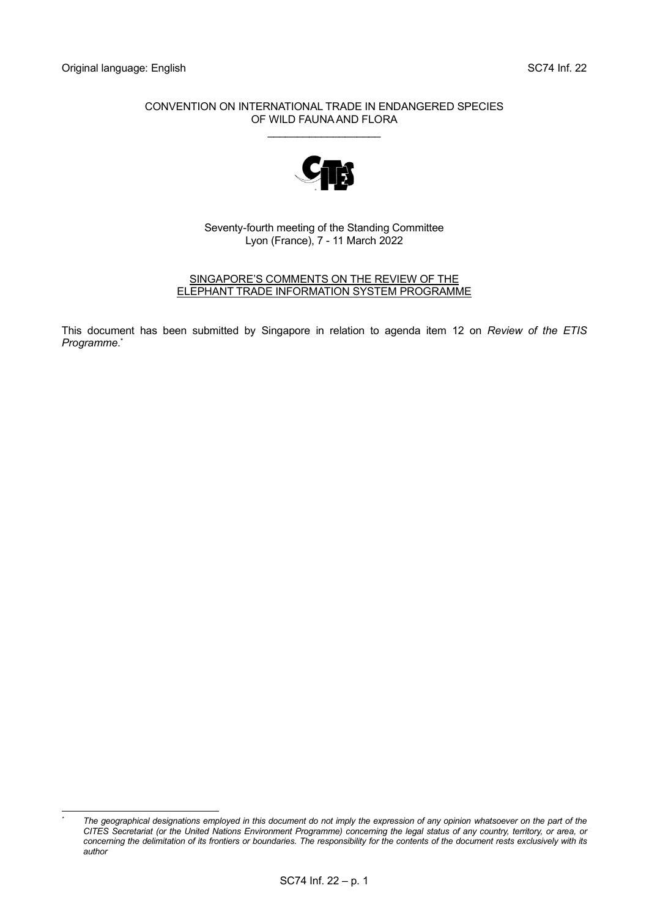Original language: English SC74 Inf. 22

CONVENTION ON INTERNATIONAL TRADE IN ENDANGERED SPECIES OF WILD FAUNA AND FLORA

\_\_\_\_\_\_\_\_\_\_\_\_\_\_\_\_\_\_\_

Seventy-fourth meeting of the Standing Committee
Lyon (France), 7 - 11 March 2022

## SINGAPORE'S COMMENTS ON THE REVIEW OF THE ELEPHANT TRADE INFORMATION SYSTEM PROGRAMME

This document has been submitted by Singapore in relation to agenda item 12 on *Review of the ETIS Programme.*[*]

---

[*] *The geographical designations employed in this document do not imply the expression of any opinion whatsoever on the part of the CITES Secretariat (or the United Nations Environment Programme) concerning the legal status of any country, territory, or area, or concerning the delimitation of its frontiers or boundaries. The responsibility for the contents of the document rests exclusively with its author*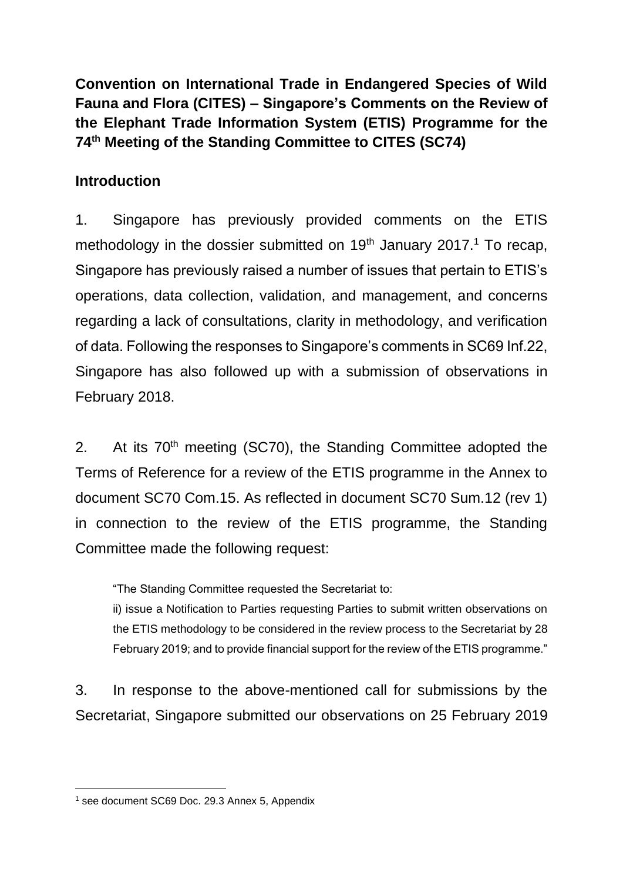**Convention on International Trade in Endangered Species of Wild Fauna and Flora (CITES) – Singapore's Comments on the Review of the Elephant Trade Information System (ETIS) Programme for the 74th Meeting of the Standing Committee to CITES (SC74)**

**Introduction**

1. Singapore has previously provided comments on the ETIS methodology in the dossier submitted on 19th January 2017.[1] To recap, Singapore has previously raised a number of issues that pertain to ETIS's operations, data collection, validation, and management, and concerns regarding a lack of consultations, clarity in methodology, and verification of data. Following the responses to Singapore's comments in SC69 Inf.22, Singapore has also followed up with a submission of observations in February 2018.

2. At its 70th meeting (SC70), the Standing Committee adopted the Terms of Reference for a review of the ETIS programme in the Annex to document SC70 Com.15. As reflected in document SC70 Sum.12 (rev 1) in connection to the review of the ETIS programme, the Standing Committee made the following request:

> "The Standing Committee requested the Secretariat to:
> ii) issue a Notification to Parties requesting Parties to submit written observations on the ETIS methodology to be considered in the review process to the Secretariat by 28 February 2019; and to provide financial support for the review of the ETIS programme."

3. In response to the above-mentioned call for submissions by the Secretariat, Singapore submitted our observations on 25 February 2019

[1] see document SC69 Doc. 29.3 Annex 5, Appendix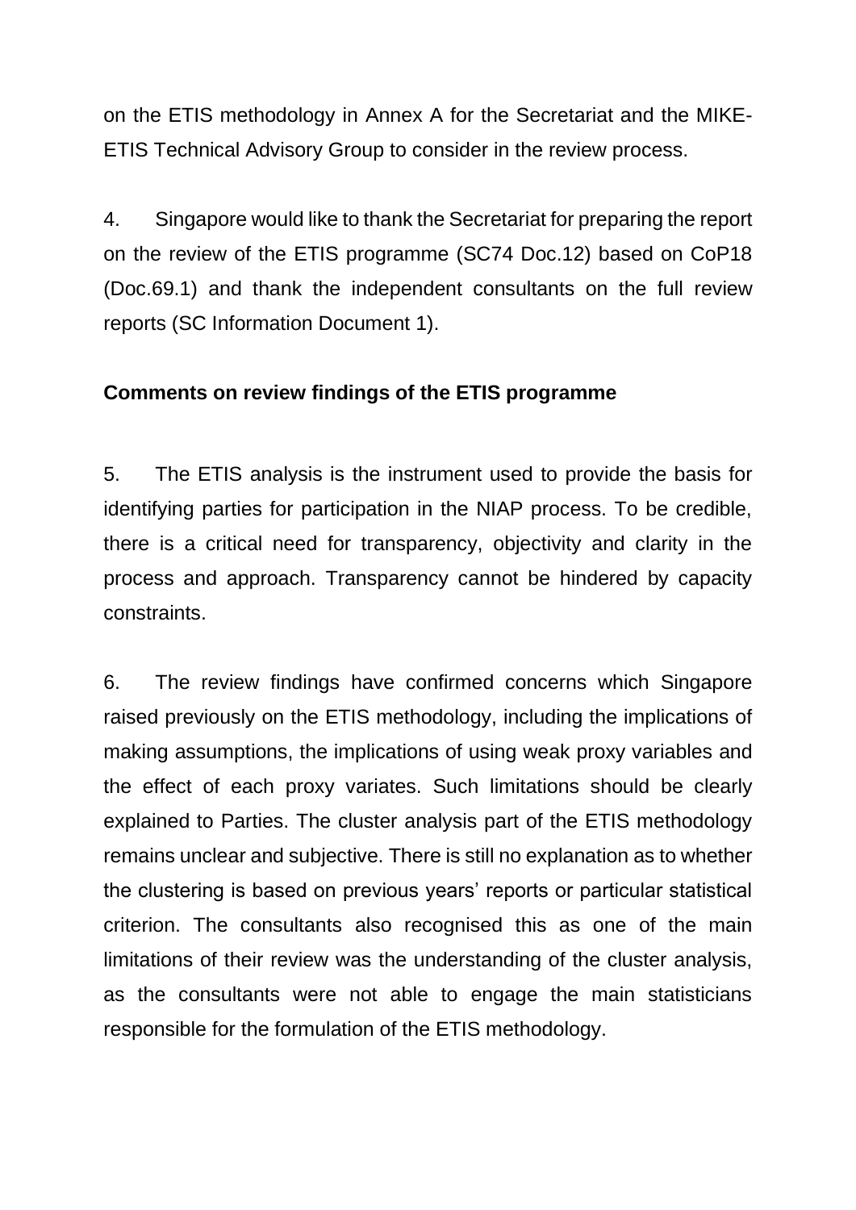on the ETIS methodology in Annex A for the Secretariat and the MIKE-ETIS Technical Advisory Group to consider in the review process.

4. Singapore would like to thank the Secretariat for preparing the report on the review of the ETIS programme (SC74 Doc.12) based on CoP18 (Doc.69.1) and thank the independent consultants on the full review reports (SC Information Document 1).

**Comments on review findings of the ETIS programme**

5. The ETIS analysis is the instrument used to provide the basis for identifying parties for participation in the NIAP process. To be credible, there is a critical need for transparency, objectivity and clarity in the process and approach. Transparency cannot be hindered by capacity constraints.

6. The review findings have confirmed concerns which Singapore raised previously on the ETIS methodology, including the implications of making assumptions, the implications of using weak proxy variables and the effect of each proxy variates. Such limitations should be clearly explained to Parties. The cluster analysis part of the ETIS methodology remains unclear and subjective. There is still no explanation as to whether the clustering is based on previous years' reports or particular statistical criterion. The consultants also recognised this as one of the main limitations of their review was the understanding of the cluster analysis, as the consultants were not able to engage the main statisticians responsible for the formulation of the ETIS methodology.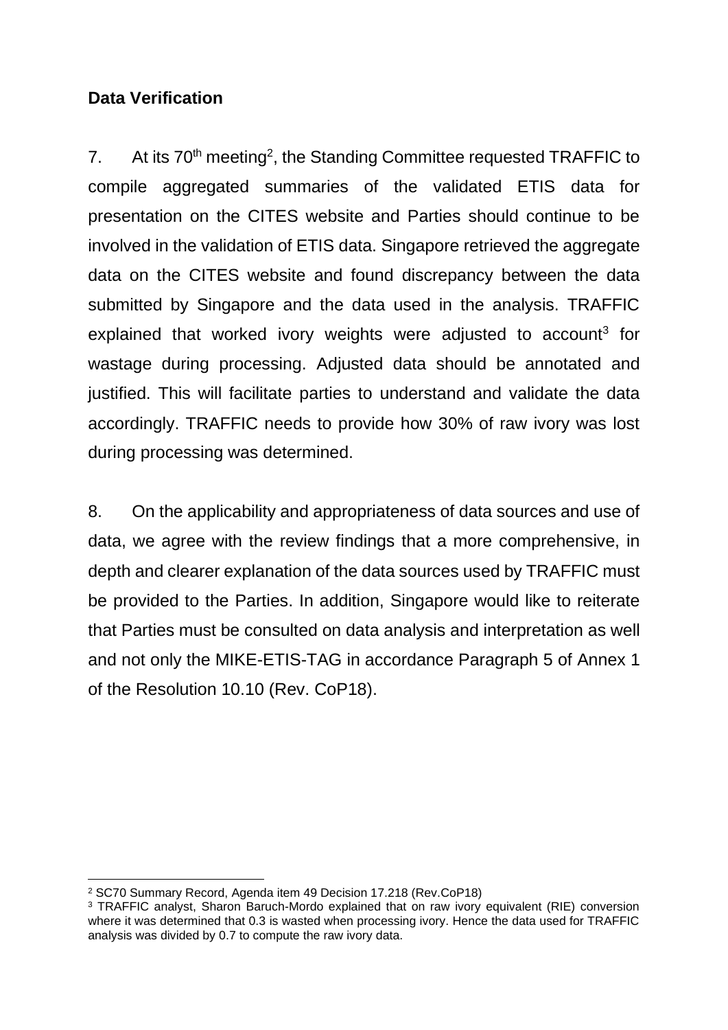**Data Verification**

7. At its 70th meeting[2], the Standing Committee requested TRAFFIC to compile aggregated summaries of the validated ETIS data for presentation on the CITES website and Parties should continue to be involved in the validation of ETIS data. Singapore retrieved the aggregate data on the CITES website and found discrepancy between the data submitted by Singapore and the data used in the analysis. TRAFFIC explained that worked ivory weights were adjusted to account[3] for wastage during processing. Adjusted data should be annotated and justified. This will facilitate parties to understand and validate the data accordingly. TRAFFIC needs to provide how 30% of raw ivory was lost during processing was determined.

8. On the applicability and appropriateness of data sources and use of data, we agree with the review findings that a more comprehensive, in depth and clearer explanation of the data sources used by TRAFFIC must be provided to the Parties. In addition, Singapore would like to reiterate that Parties must be consulted on data analysis and interpretation as well and not only the MIKE-ETIS-TAG in accordance Paragraph 5 of Annex 1 of the Resolution 10.10 (Rev. CoP18).

---

[2] SC70 Summary Record, Agenda item 49 Decision 17.218 (Rev.CoP18)

[3] TRAFFIC analyst, Sharon Baruch-Mordo explained that on raw ivory equivalent (RIE) conversion where it was determined that 0.3 is wasted when processing ivory. Hence the data used for TRAFFIC analysis was divided by 0.7 to compute the raw ivory data.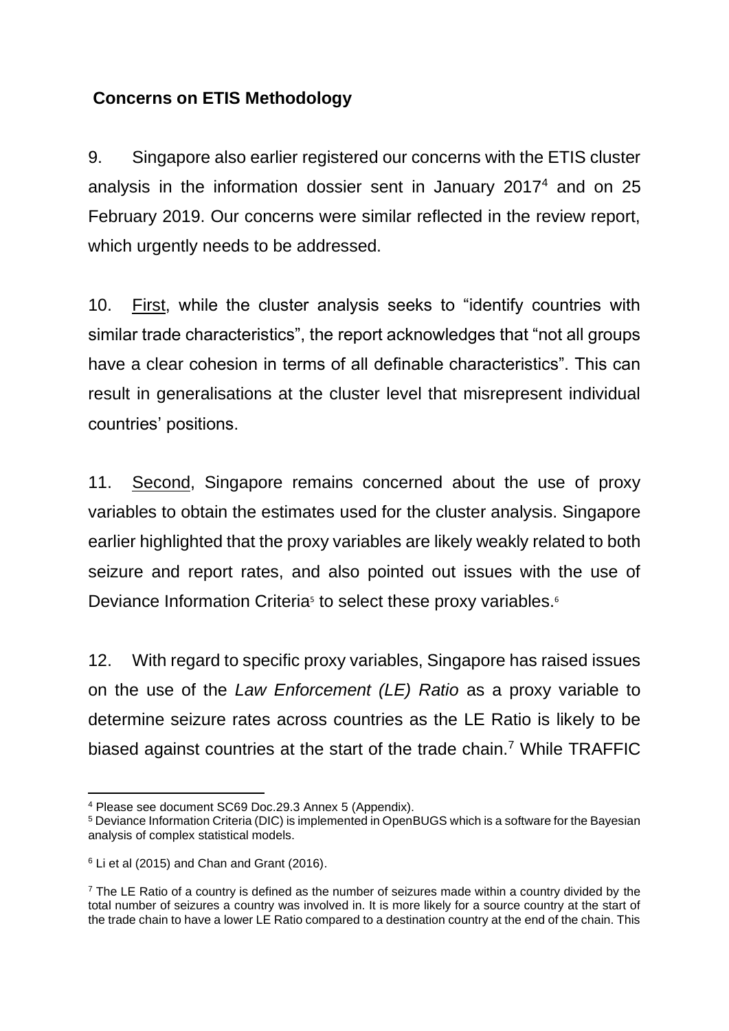## **Concerns on ETIS Methodology**

9. Singapore also earlier registered our concerns with the ETIS cluster analysis in the information dossier sent in January 2017[4] and on 25 February 2019. Our concerns were similar reflected in the review report, which urgently needs to be addressed.

10. First, while the cluster analysis seeks to "identify countries with similar trade characteristics", the report acknowledges that "not all groups have a clear cohesion in terms of all definable characteristics". This can result in generalisations at the cluster level that misrepresent individual countries' positions.

11. Second, Singapore remains concerned about the use of proxy variables to obtain the estimates used for the cluster analysis. Singapore earlier highlighted that the proxy variables are likely weakly related to both seizure and report rates, and also pointed out issues with the use of Deviance Information Criteria[5] to select these proxy variables.[6]

12. With regard to specific proxy variables, Singapore has raised issues on the use of the *Law Enforcement (LE) Ratio* as a proxy variable to determine seizure rates across countries as the LE Ratio is likely to be biased against countries at the start of the trade chain.[7] While TRAFFIC

---

[4] Please see document SC69 Doc.29.3 Annex 5 (Appendix).

[5] Deviance Information Criteria (DIC) is implemented in OpenBUGS which is a software for the Bayesian analysis of complex statistical models.

[6] Li et al (2015) and Chan and Grant (2016).

[7] The LE Ratio of a country is defined as the number of seizures made within a country divided by the total number of seizures a country was involved in. It is more likely for a source country at the start of the trade chain to have a lower LE Ratio compared to a destination country at the end of the chain. This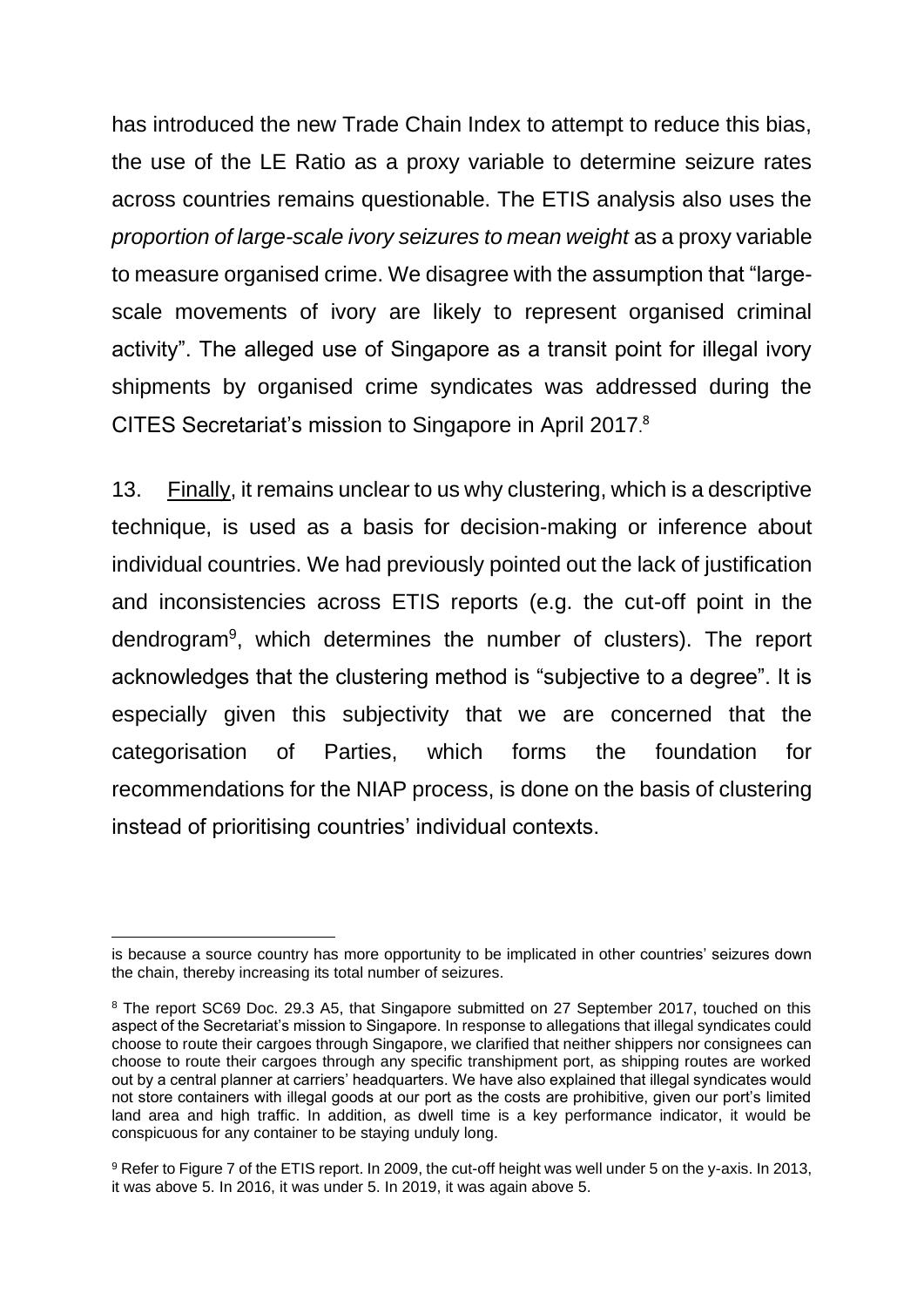has introduced the new Trade Chain Index to attempt to reduce this bias, the use of the LE Ratio as a proxy variable to determine seizure rates across countries remains questionable. The ETIS analysis also uses the *proportion of large-scale ivory seizures to mean weight* as a proxy variable to measure organised crime. We disagree with the assumption that "large-scale movements of ivory are likely to represent organised criminal activity". The alleged use of Singapore as a transit point for illegal ivory shipments by organised crime syndicates was addressed during the CITES Secretariat's mission to Singapore in April 2017.[8]

13. <u>Finally</u>, it remains unclear to us why clustering, which is a descriptive technique, is used as a basis for decision-making or inference about individual countries. We had previously pointed out the lack of justification and inconsistencies across ETIS reports (e.g. the cut-off point in the dendrogram[9], which determines the number of clusters). The report acknowledges that the clustering method is "subjective to a degree". It is especially given this subjectivity that we are concerned that the categorisation of Parties, which forms the foundation for recommendations for the NIAP process, is done on the basis of clustering instead of prioritising countries' individual contexts.

---

is because a source country has more opportunity to be implicated in other countries' seizures down the chain, thereby increasing its total number of seizures.

[8] The report SC69 Doc. 29.3 A5, that Singapore submitted on 27 September 2017, touched on this aspect of the Secretariat's mission to Singapore. In response to allegations that illegal syndicates could choose to route their cargoes through Singapore, we clarified that neither shippers nor consignees can choose to route their cargoes through any specific transhipment port, as shipping routes are worked out by a central planner at carriers' headquarters. We have also explained that illegal syndicates would not store containers with illegal goods at our port as the costs are prohibitive, given our port's limited land area and high traffic. In addition, as dwell time is a key performance indicator, it would be conspicuous for any container to be staying unduly long.

[9] Refer to Figure 7 of the ETIS report. In 2009, the cut-off height was well under 5 on the y-axis. In 2013, it was above 5. In 2016, it was under 5. In 2019, it was again above 5.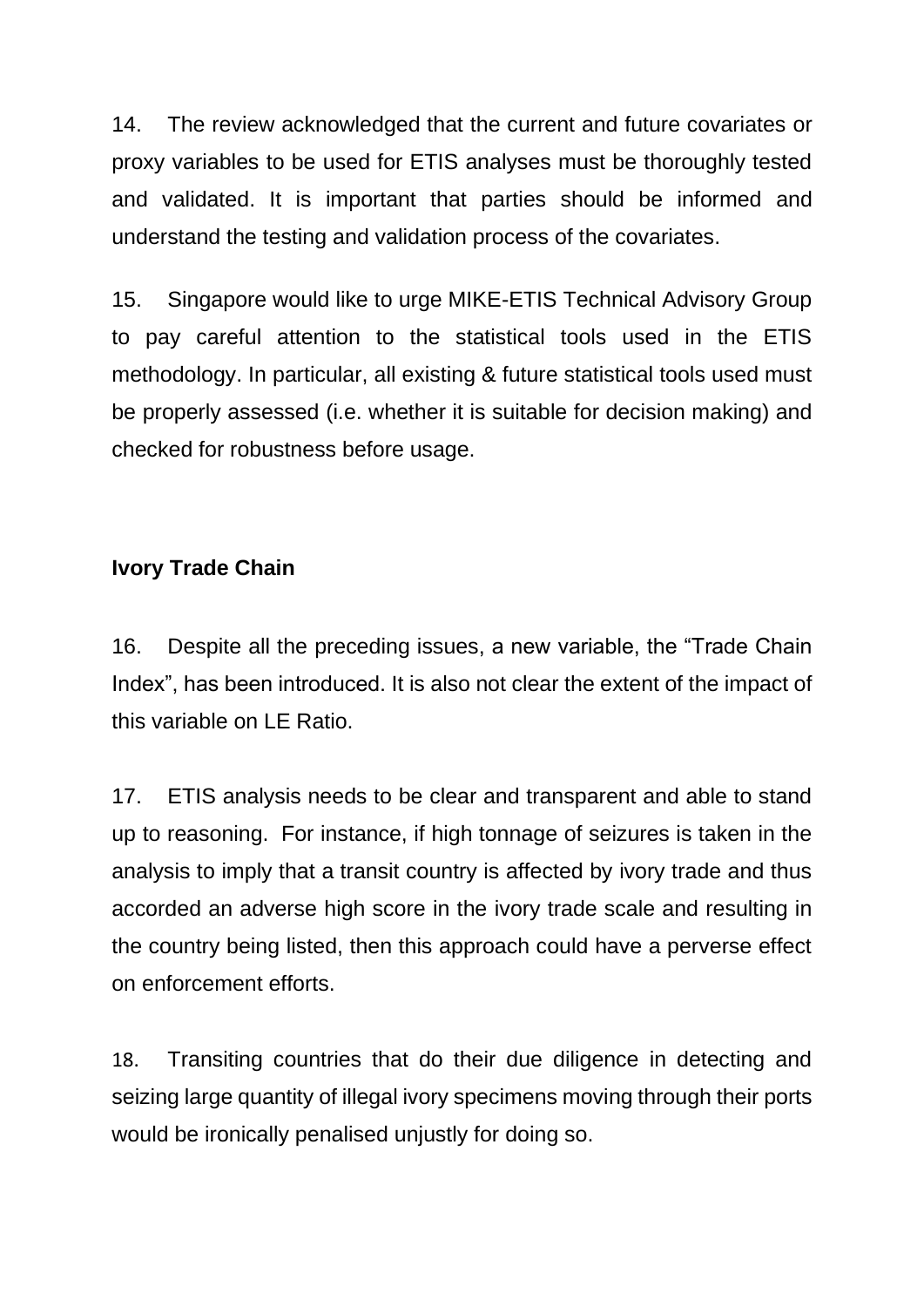14. The review acknowledged that the current and future covariates or proxy variables to be used for ETIS analyses must be thoroughly tested and validated. It is important that parties should be informed and understand the testing and validation process of the covariates.

15. Singapore would like to urge MIKE-ETIS Technical Advisory Group to pay careful attention to the statistical tools used in the ETIS methodology. In particular, all existing & future statistical tools used must be properly assessed (i.e. whether it is suitable for decision making) and checked for robustness before usage.

**Ivory Trade Chain**

16. Despite all the preceding issues, a new variable, the "Trade Chain Index", has been introduced. It is also not clear the extent of the impact of this variable on LE Ratio.

17. ETIS analysis needs to be clear and transparent and able to stand up to reasoning. For instance, if high tonnage of seizures is taken in the analysis to imply that a transit country is affected by ivory trade and thus accorded an adverse high score in the ivory trade scale and resulting in the country being listed, then this approach could have a perverse effect on enforcement efforts.

18. Transiting countries that do their due diligence in detecting and seizing large quantity of illegal ivory specimens moving through their ports would be ironically penalised unjustly for doing so.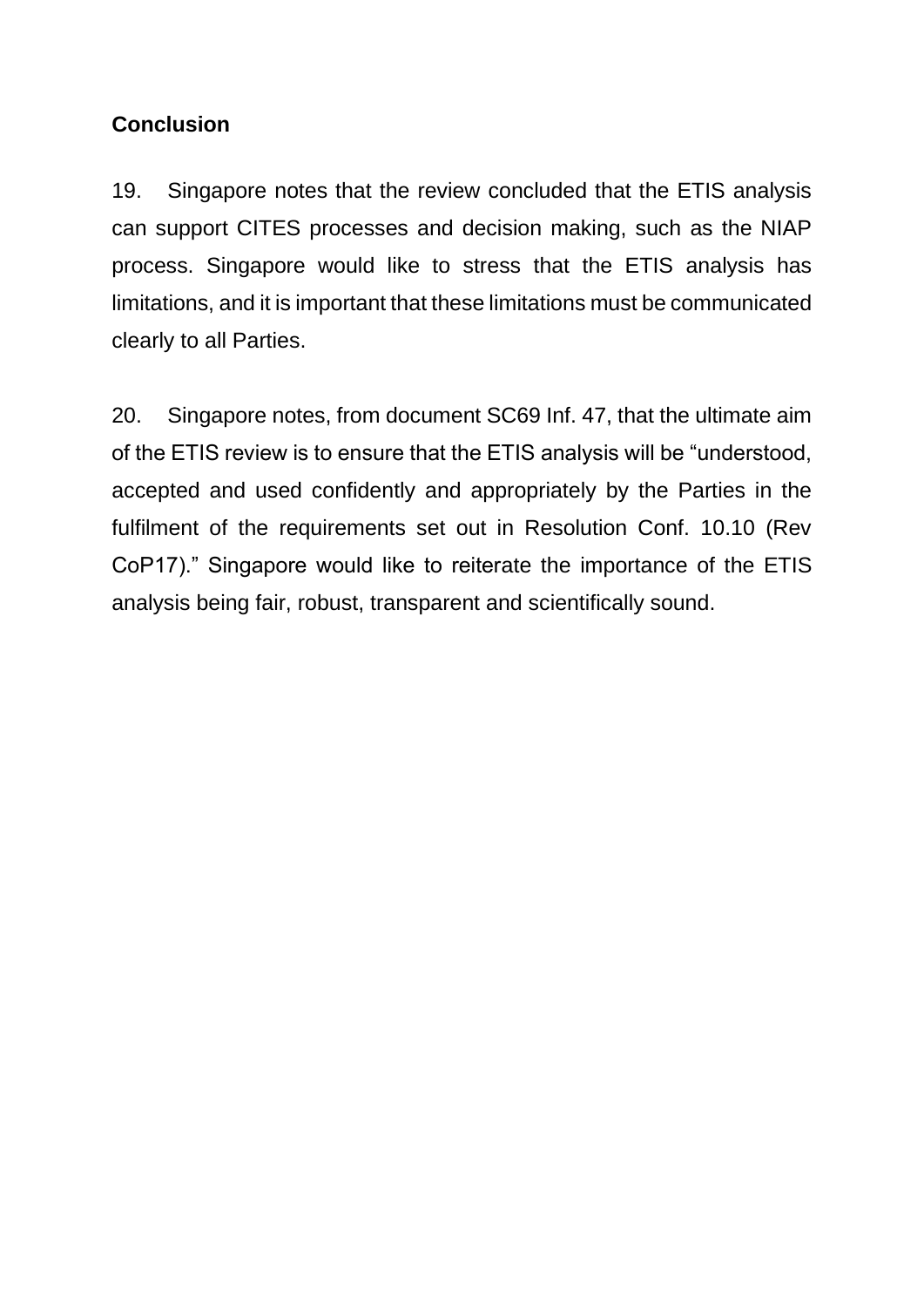## Conclusion

19. Singapore notes that the review concluded that the ETIS analysis can support CITES processes and decision making, such as the NIAP process. Singapore would like to stress that the ETIS analysis has limitations, and it is important that these limitations must be communicated clearly to all Parties.

20. Singapore notes, from document SC69 Inf. 47, that the ultimate aim of the ETIS review is to ensure that the ETIS analysis will be "understood, accepted and used confidently and appropriately by the Parties in the fulfilment of the requirements set out in Resolution Conf. 10.10 (Rev CoP17)." Singapore would like to reiterate the importance of the ETIS analysis being fair, robust, transparent and scientifically sound.